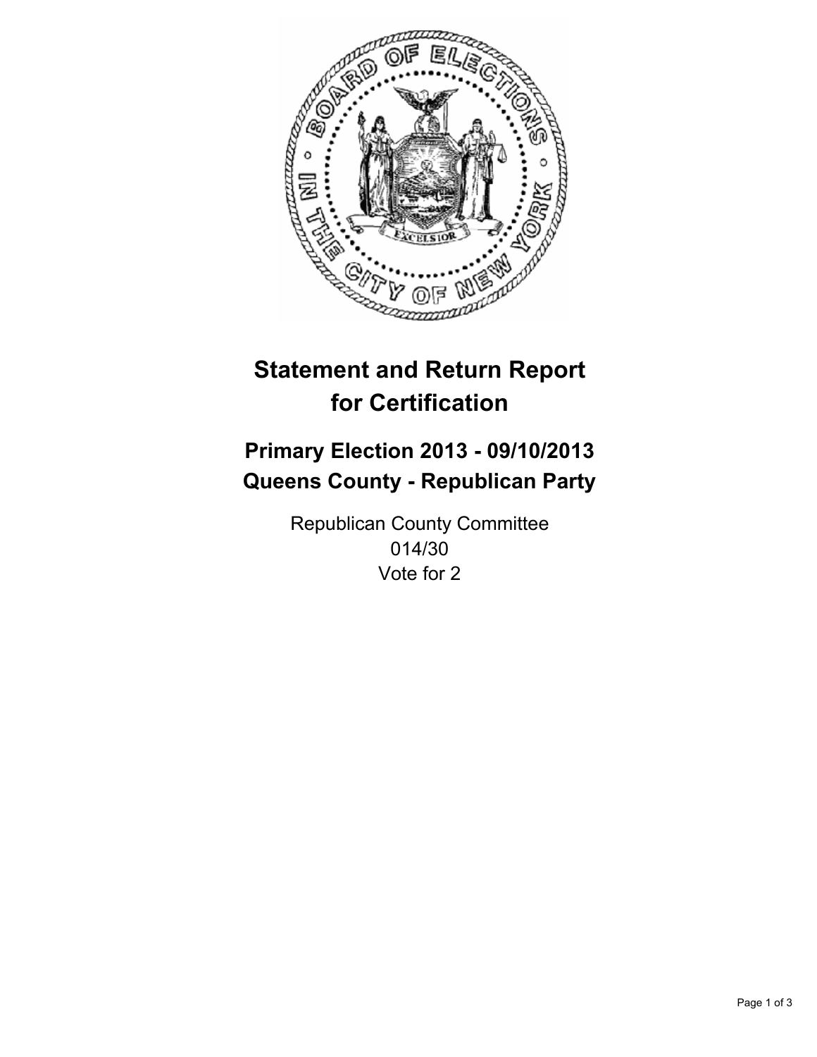# Statement and Return Report for Certification

## Primary Election 2013 - 09/10/2013
## Queens County - Republican Party

Republican County Committee
014/30
Vote for 2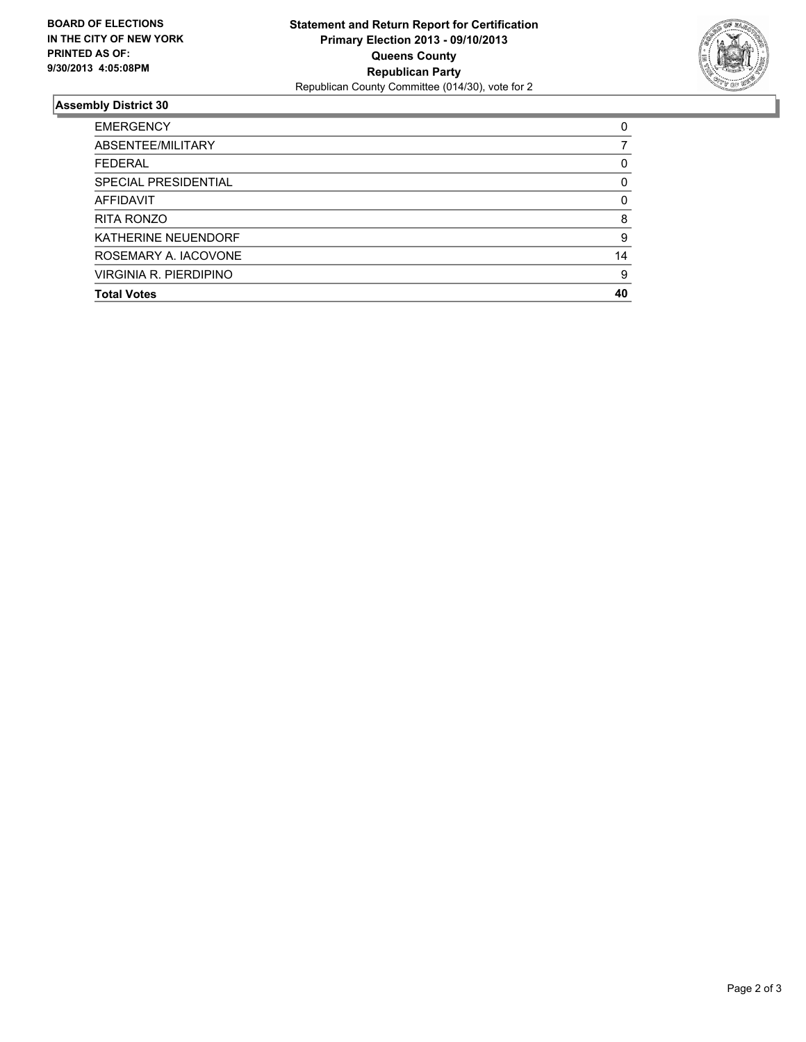**BOARD OF ELECTIONS IN THE CITY OF NEW YORK PRINTED AS OF: 9/30/2013 4:05:08PM**

**Statement and Return Report for Certification**
**Primary Election 2013 - 09/10/2013**
**Queens County**
**Republican Party**
Republican County Committee (014/30), vote for 2

## Assembly District 30

| | |
|---|---|
| EMERGENCY | 0 |
| ABSENTEE/MILITARY | 7 |
| FEDERAL | 0 |
| SPECIAL PRESIDENTIAL | 0 |
| AFFIDAVIT | 0 |
| RITA RONZO | 8 |
| KATHERINE NEUENDORF | 9 |
| ROSEMARY A. IACOVONE | 14 |
| VIRGINIA R. PIERDIPINO | 9 |
| **Total Votes** | **40** |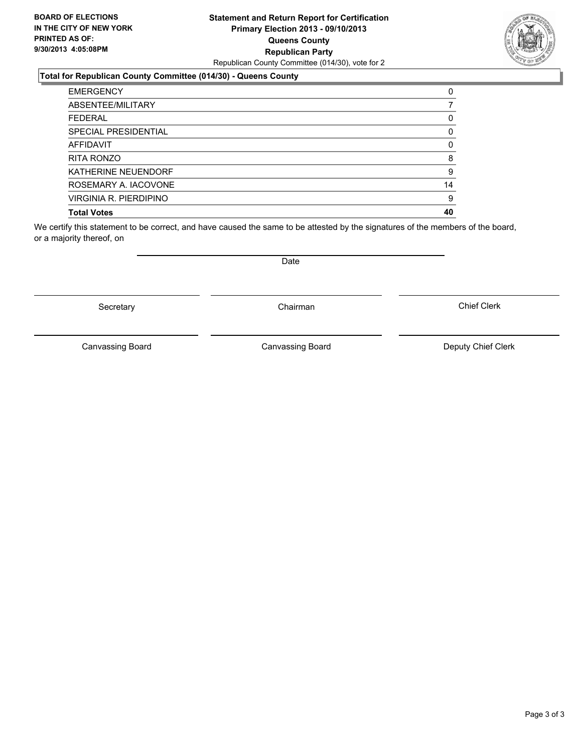**BOARD OF ELECTIONS IN THE CITY OF NEW YORK PRINTED AS OF: 9/30/2013 4:05:08PM**

**Statement and Return Report for Certification**
**Primary Election 2013 - 09/10/2013**
**Queens County**
**Republican Party**
Republican County Committee (014/30), vote for 2

**Total for Republican County Committee (014/30) - Queens County**

| | |
|---|---|
| EMERGENCY | 0 |
| ABSENTEE/MILITARY | 7 |
| FEDERAL | 0 |
| SPECIAL PRESIDENTIAL | 0 |
| AFFIDAVIT | 0 |
| RITA RONZO | 8 |
| KATHERINE NEUENDORF | 9 |
| ROSEMARY A. IACOVONE | 14 |
| VIRGINIA R. PIERDIPINO | 9 |
| **Total Votes** | **40** |

We certify this statement to be correct, and have caused the same to be attested by the signatures of the members of the board, or a majority thereof, on

Date

Secretary | Chairman | Chief Clerk

Canvassing Board | Canvassing Board | Deputy Chief Clerk